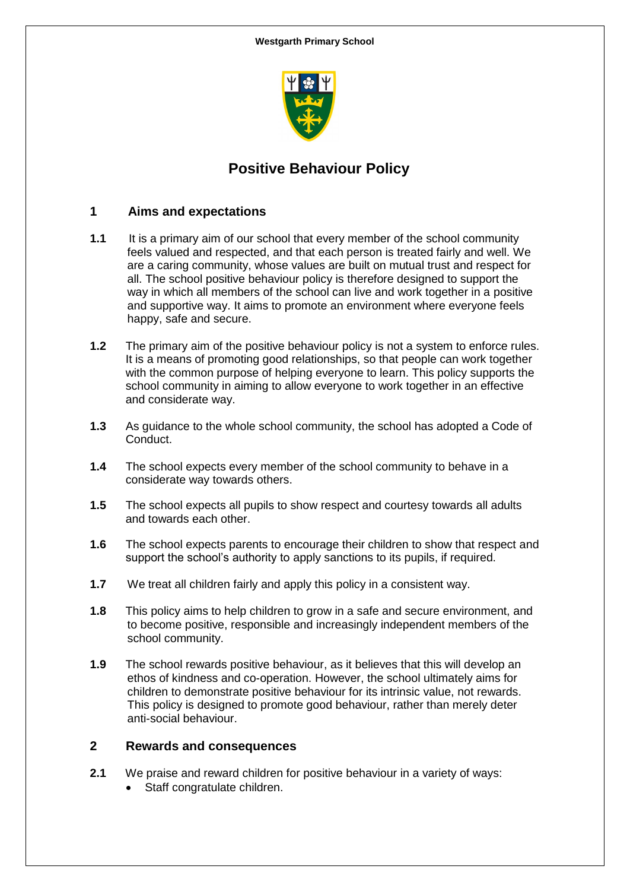**Westgarth Primary School**

# Positive Behaviour Policy

## 1 Aims and expectations

**1.1** It is a primary aim of our school that every member of the school community feels valued and respected, and that each person is treated fairly and well. We are a caring community, whose values are built on mutual trust and respect for all. The school positive behaviour policy is therefore designed to support the way in which all members of the school can live and work together in a positive and supportive way. It aims to promote an environment where everyone feels happy, safe and secure.

**1.2** The primary aim of the positive behaviour policy is not a system to enforce rules. It is a means of promoting good relationships, so that people can work together with the common purpose of helping everyone to learn. This policy supports the school community in aiming to allow everyone to work together in an effective and considerate way.

**1.3** As guidance to the whole school community, the school has adopted a Code of Conduct.

**1.4** The school expects every member of the school community to behave in a considerate way towards others.

**1.5** The school expects all pupils to show respect and courtesy towards all adults and towards each other.

**1.6** The school expects parents to encourage their children to show that respect and support the school's authority to apply sanctions to its pupils, if required.

**1.7** We treat all children fairly and apply this policy in a consistent way.

**1.8** This policy aims to help children to grow in a safe and secure environment, and to become positive, responsible and increasingly independent members of the school community.

**1.9** The school rewards positive behaviour, as it believes that this will develop an ethos of kindness and co-operation. However, the school ultimately aims for children to demonstrate positive behaviour for its intrinsic value, not rewards. This policy is designed to promote good behaviour, rather than merely deter anti-social behaviour.

## 2 Rewards and consequences

**2.1** We praise and reward children for positive behaviour in a variety of ways:

- Staff congratulate children.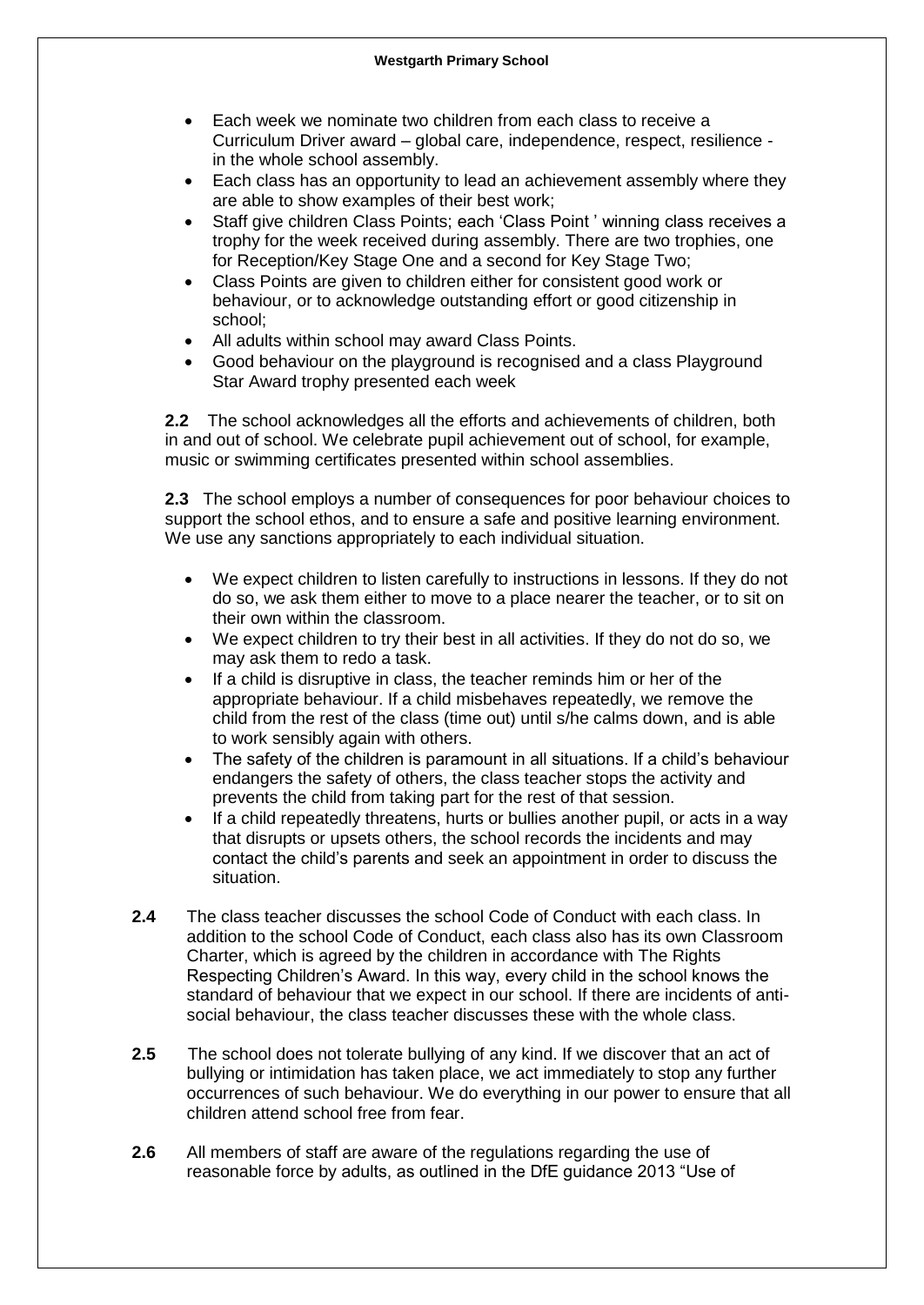- Each week we nominate two children from each class to receive a Curriculum Driver award – global care, independence, respect, resilience - in the whole school assembly.
- Each class has an opportunity to lead an achievement assembly where they are able to show examples of their best work;
- Staff give children Class Points; each 'Class Point ' winning class receives a trophy for the week received during assembly. There are two trophies, one for Reception/Key Stage One and a second for Key Stage Two;
- Class Points are given to children either for consistent good work or behaviour, or to acknowledge outstanding effort or good citizenship in school;
- All adults within school may award Class Points.
- Good behaviour on the playground is recognised and a class Playground Star Award trophy presented each week

**2.2** The school acknowledges all the efforts and achievements of children, both in and out of school. We celebrate pupil achievement out of school, for example, music or swimming certificates presented within school assemblies.

**2.3** The school employs a number of consequences for poor behaviour choices to support the school ethos, and to ensure a safe and positive learning environment. We use any sanctions appropriately to each individual situation.

- We expect children to listen carefully to instructions in lessons. If they do not do so, we ask them either to move to a place nearer the teacher, or to sit on their own within the classroom.
- We expect children to try their best in all activities. If they do not do so, we may ask them to redo a task.
- If a child is disruptive in class, the teacher reminds him or her of the appropriate behaviour. If a child misbehaves repeatedly, we remove the child from the rest of the class (time out) until s/he calms down, and is able to work sensibly again with others.
- The safety of the children is paramount in all situations. If a child's behaviour endangers the safety of others, the class teacher stops the activity and prevents the child from taking part for the rest of that session.
- If a child repeatedly threatens, hurts or bullies another pupil, or acts in a way that disrupts or upsets others, the school records the incidents and may contact the child's parents and seek an appointment in order to discuss the situation.

**2.4** The class teacher discusses the school Code of Conduct with each class. In addition to the school Code of Conduct, each class also has its own Classroom Charter, which is agreed by the children in accordance with The Rights Respecting Children's Award. In this way, every child in the school knows the standard of behaviour that we expect in our school. If there are incidents of anti-social behaviour, the class teacher discusses these with the whole class.

**2.5** The school does not tolerate bullying of any kind. If we discover that an act of bullying or intimidation has taken place, we act immediately to stop any further occurrences of such behaviour. We do everything in our power to ensure that all children attend school free from fear.

**2.6** All members of staff are aware of the regulations regarding the use of reasonable force by adults, as outlined in the DfE guidance 2013 "Use of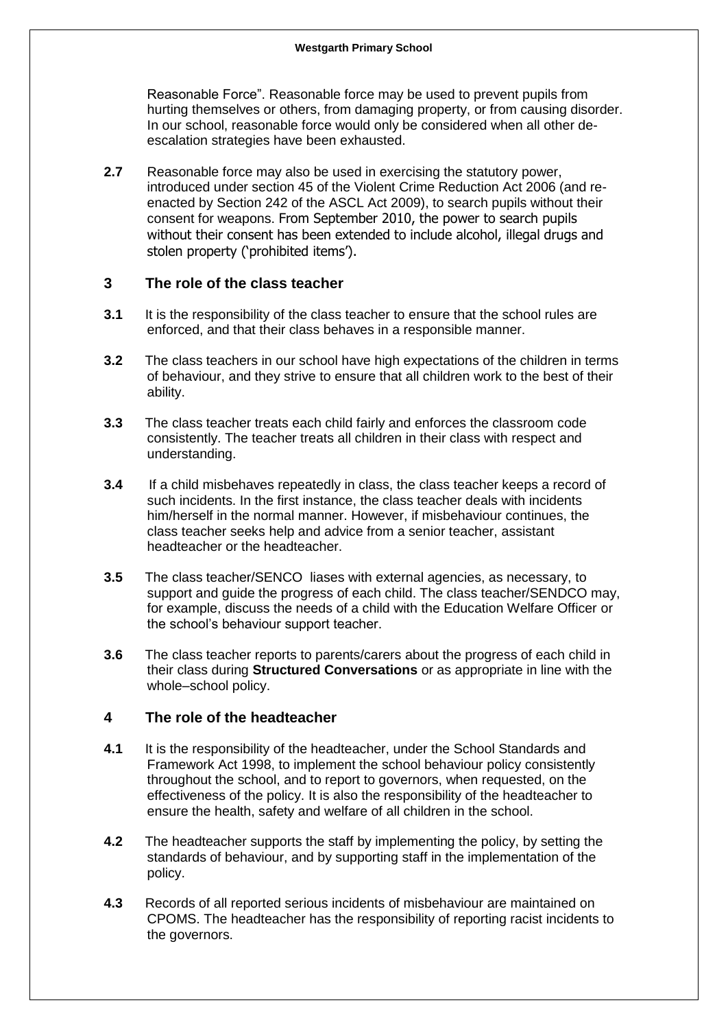Reasonable Force". Reasonable force may be used to prevent pupils from hurting themselves or others, from damaging property, or from causing disorder. In our school, reasonable force would only be considered when all other de-escalation strategies have been exhausted.

**2.7** Reasonable force may also be used in exercising the statutory power, introduced under section 45 of the Violent Crime Reduction Act 2006 (and re-enacted by Section 242 of the ASCL Act 2009), to search pupils without their consent for weapons. From September 2010, the power to search pupils without their consent has been extended to include alcohol, illegal drugs and stolen property ('prohibited items').

## 3 The role of the class teacher

**3.1** It is the responsibility of the class teacher to ensure that the school rules are enforced, and that their class behaves in a responsible manner.

**3.2** The class teachers in our school have high expectations of the children in terms of behaviour, and they strive to ensure that all children work to the best of their ability.

**3.3** The class teacher treats each child fairly and enforces the classroom code consistently. The teacher treats all children in their class with respect and understanding.

**3.4** If a child misbehaves repeatedly in class, the class teacher keeps a record of such incidents. In the first instance, the class teacher deals with incidents him/herself in the normal manner. However, if misbehaviour continues, the class teacher seeks help and advice from a senior teacher, assistant headteacher or the headteacher.

**3.5** The class teacher/SENCO liases with external agencies, as necessary, to support and guide the progress of each child. The class teacher/SENDCO may, for example, discuss the needs of a child with the Education Welfare Officer or the school's behaviour support teacher.

**3.6** The class teacher reports to parents/carers about the progress of each child in their class during **Structured Conversations** or as appropriate in line with the whole–school policy.

## 4 The role of the headteacher

**4.1** It is the responsibility of the headteacher, under the School Standards and Framework Act 1998, to implement the school behaviour policy consistently throughout the school, and to report to governors, when requested, on the effectiveness of the policy. It is also the responsibility of the headteacher to ensure the health, safety and welfare of all children in the school.

**4.2** The headteacher supports the staff by implementing the policy, by setting the standards of behaviour, and by supporting staff in the implementation of the policy.

**4.3** Records of all reported serious incidents of misbehaviour are maintained on CPOMS. The headteacher has the responsibility of reporting racist incidents to the governors.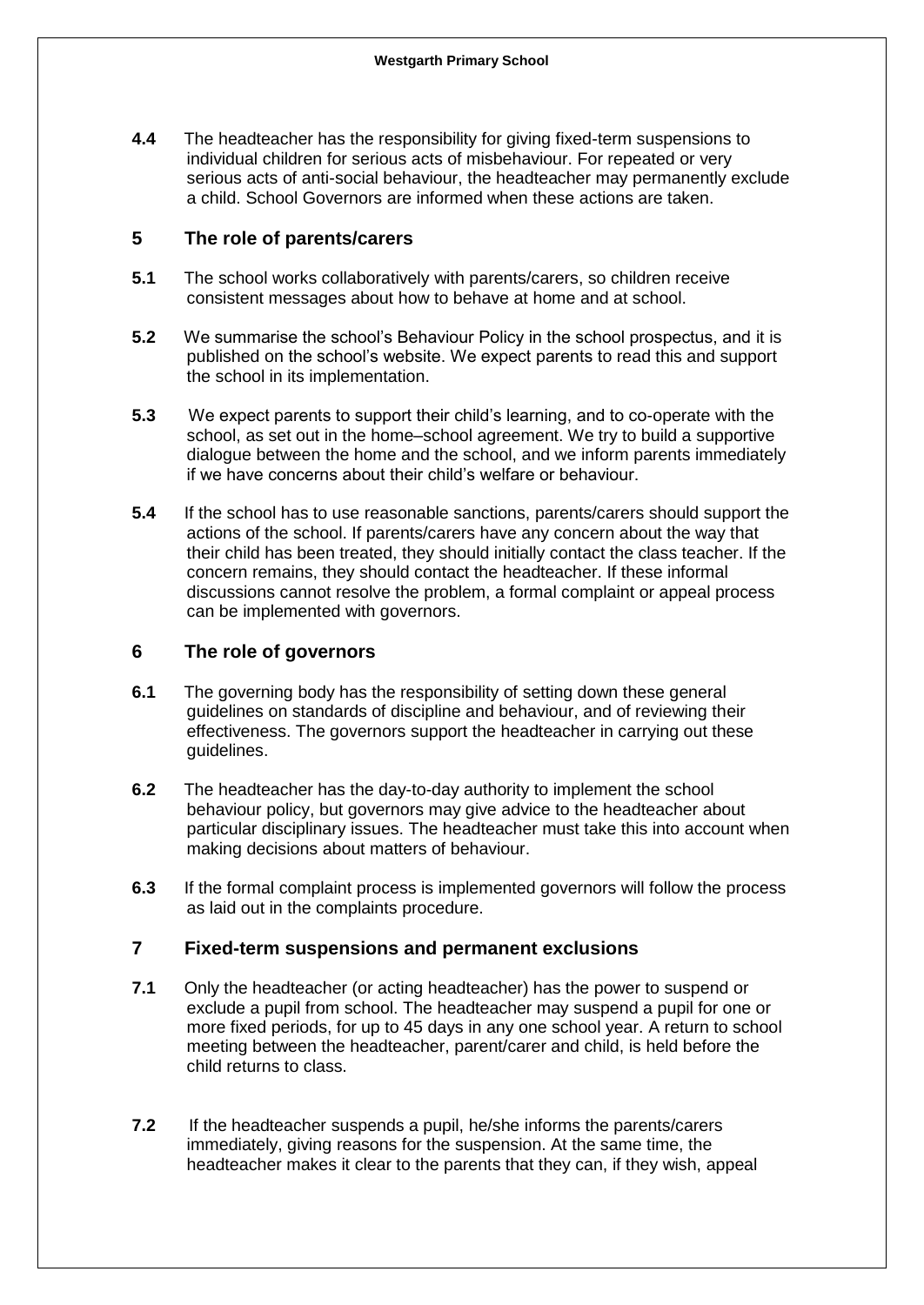**4.4** The headteacher has the responsibility for giving fixed-term suspensions to individual children for serious acts of misbehaviour. For repeated or very serious acts of anti-social behaviour, the headteacher may permanently exclude a child. School Governors are informed when these actions are taken.

## 5 The role of parents/carers

**5.1** The school works collaboratively with parents/carers, so children receive consistent messages about how to behave at home and at school.

**5.2** We summarise the school's Behaviour Policy in the school prospectus, and it is published on the school's website. We expect parents to read this and support the school in its implementation.

**5.3** We expect parents to support their child's learning, and to co-operate with the school, as set out in the home–school agreement. We try to build a supportive dialogue between the home and the school, and we inform parents immediately if we have concerns about their child's welfare or behaviour.

**5.4** If the school has to use reasonable sanctions, parents/carers should support the actions of the school. If parents/carers have any concern about the way that their child has been treated, they should initially contact the class teacher. If the concern remains, they should contact the headteacher. If these informal discussions cannot resolve the problem, a formal complaint or appeal process can be implemented with governors.

## 6 The role of governors

**6.1** The governing body has the responsibility of setting down these general guidelines on standards of discipline and behaviour, and of reviewing their effectiveness. The governors support the headteacher in carrying out these guidelines.

**6.2** The headteacher has the day-to-day authority to implement the school behaviour policy, but governors may give advice to the headteacher about particular disciplinary issues. The headteacher must take this into account when making decisions about matters of behaviour.

**6.3** If the formal complaint process is implemented governors will follow the process as laid out in the complaints procedure.

## 7 Fixed-term suspensions and permanent exclusions

**7.1** Only the headteacher (or acting headteacher) has the power to suspend or exclude a pupil from school. The headteacher may suspend a pupil for one or more fixed periods, for up to 45 days in any one school year. A return to school meeting between the headteacher, parent/carer and child, is held before the child returns to class.

**7.2** If the headteacher suspends a pupil, he/she informs the parents/carers immediately, giving reasons for the suspension. At the same time, the headteacher makes it clear to the parents that they can, if they wish, appeal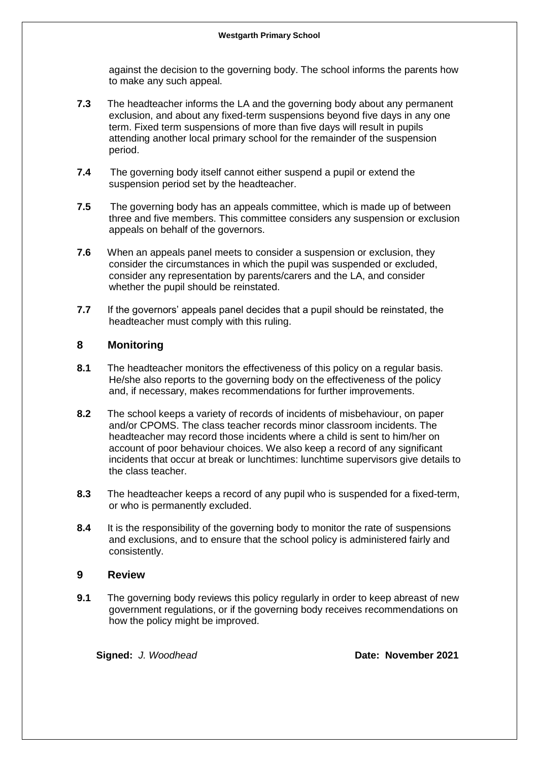against the decision to the governing body. The school informs the parents how to make any such appeal.

**7.3** The headteacher informs the LA and the governing body about any permanent exclusion, and about any fixed-term suspensions beyond five days in any one term. Fixed term suspensions of more than five days will result in pupils attending another local primary school for the remainder of the suspension period.

**7.4** The governing body itself cannot either suspend a pupil or extend the suspension period set by the headteacher.

**7.5** The governing body has an appeals committee, which is made up of between three and five members. This committee considers any suspension or exclusion appeals on behalf of the governors.

**7.6** When an appeals panel meets to consider a suspension or exclusion, they consider the circumstances in which the pupil was suspended or excluded, consider any representation by parents/carers and the LA, and consider whether the pupil should be reinstated.

**7.7** If the governors' appeals panel decides that a pupil should be reinstated, the headteacher must comply with this ruling.

## 8 Monitoring

**8.1** The headteacher monitors the effectiveness of this policy on a regular basis. He/she also reports to the governing body on the effectiveness of the policy and, if necessary, makes recommendations for further improvements.

**8.2** The school keeps a variety of records of incidents of misbehaviour, on paper and/or CPOMS. The class teacher records minor classroom incidents. The headteacher may record those incidents where a child is sent to him/her on account of poor behaviour choices. We also keep a record of any significant incidents that occur at break or lunchtimes: lunchtime supervisors give details to the class teacher.

**8.3** The headteacher keeps a record of any pupil who is suspended for a fixed-term, or who is permanently excluded.

**8.4** It is the responsibility of the governing body to monitor the rate of suspensions and exclusions, and to ensure that the school policy is administered fairly and consistently.

## 9 Review

**9.1** The governing body reviews this policy regularly in order to keep abreast of new government regulations, or if the governing body receives recommendations on how the policy might be improved.

**Signed:** *J. Woodhead* **Date: November 2021**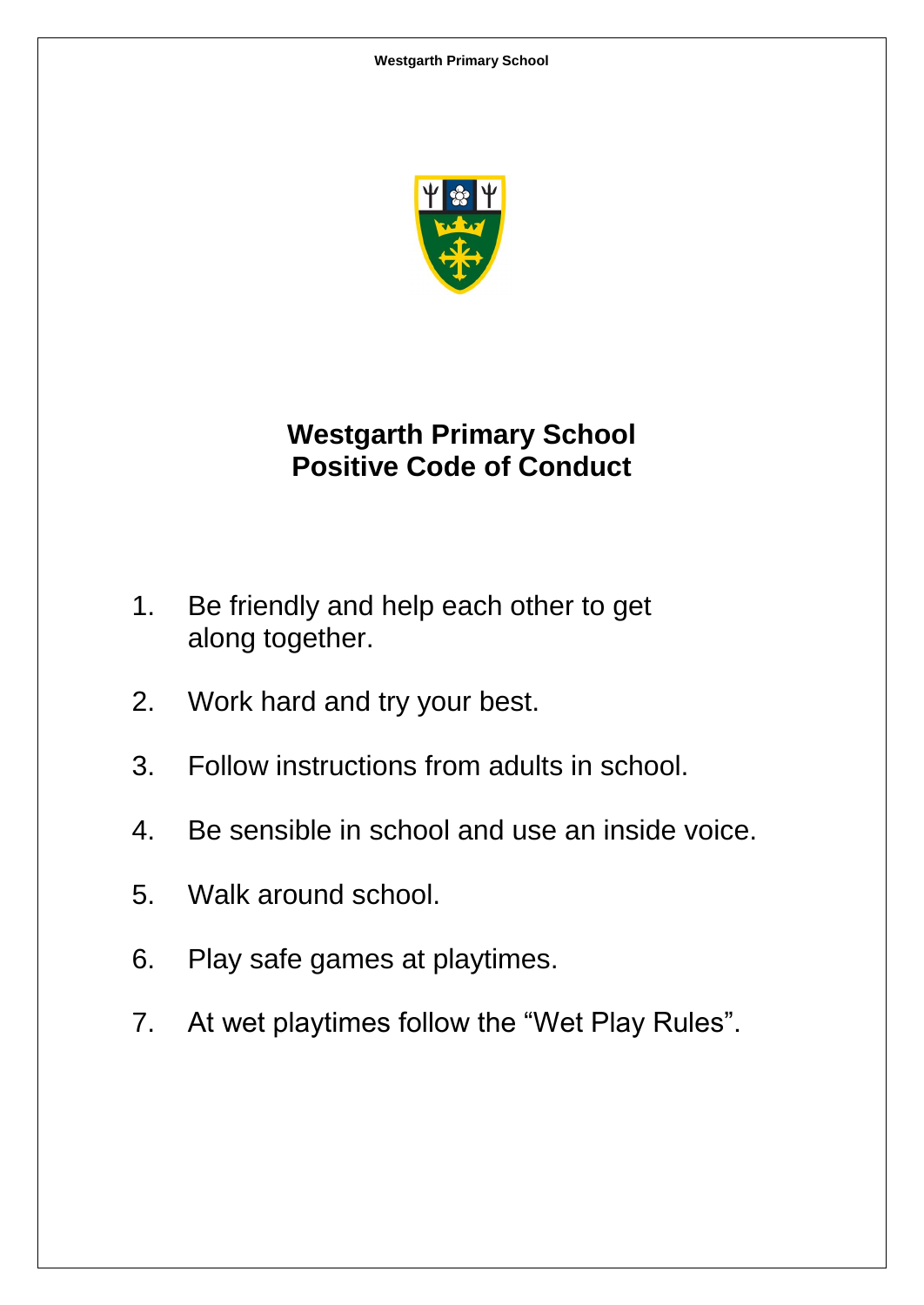# Westgarth Primary School
# Positive Code of Conduct

1. Be friendly and help each other to get along together.
2. Work hard and try your best.
3. Follow instructions from adults in school.
4. Be sensible in school and use an inside voice.
5. Walk around school.
6. Play safe games at playtimes.
7. At wet playtimes follow the "Wet Play Rules".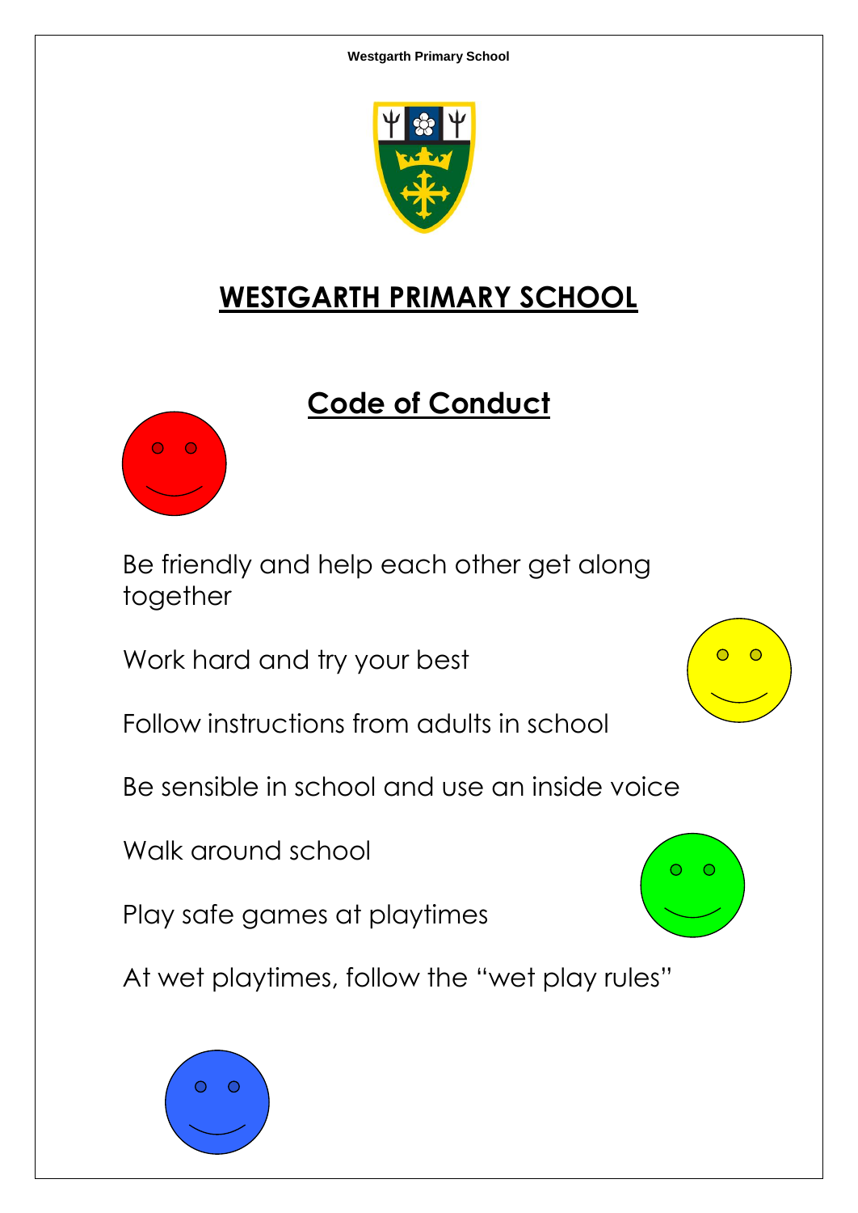# WESTGARTH PRIMARY SCHOOL

## Code of Conduct

Be friendly and help each other get along together

Work hard and try your best

Follow instructions from adults in school

Be sensible in school and use an inside voice

Walk around school

Play safe games at playtimes

At wet playtimes, follow the "wet play rules"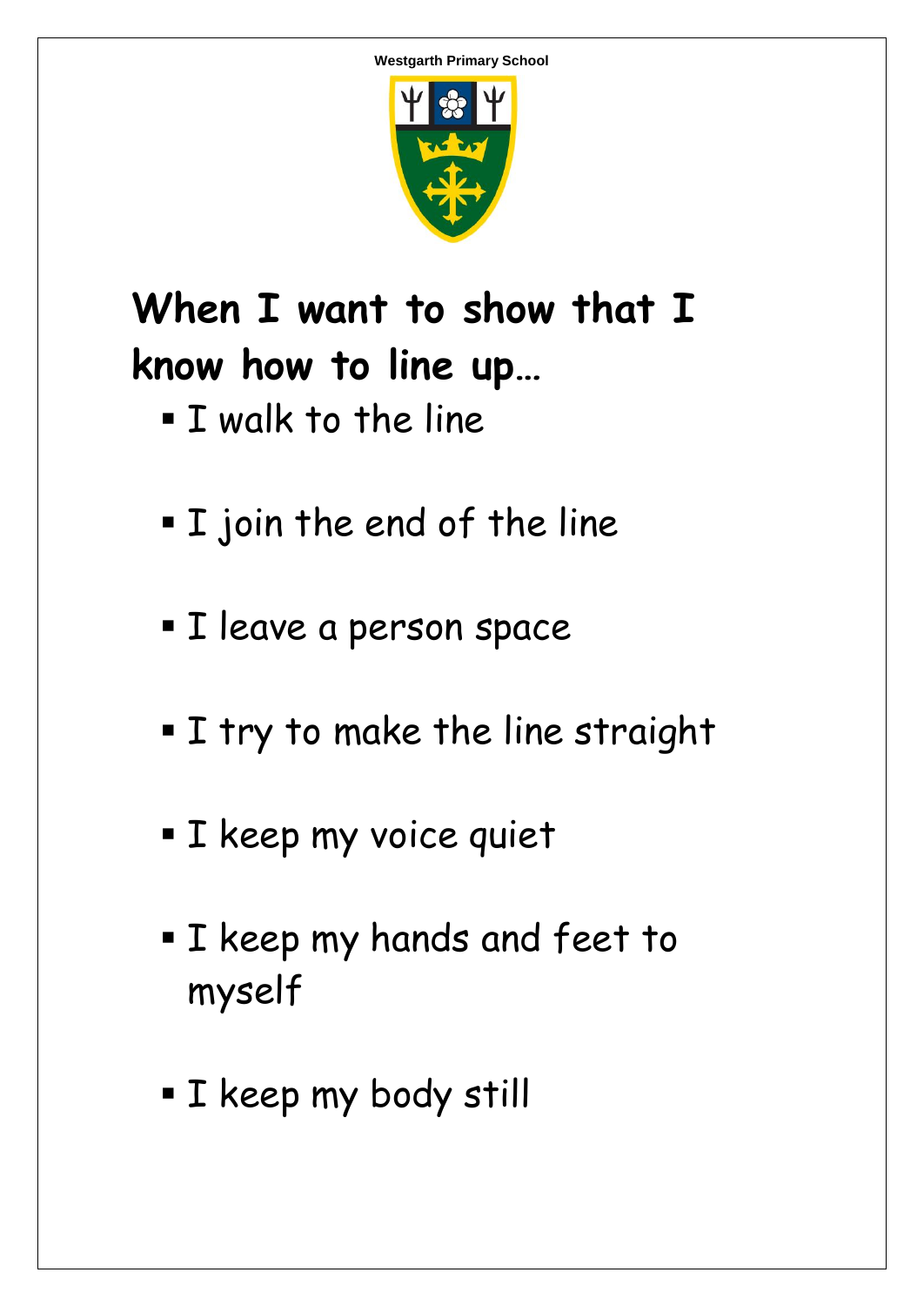Westgarth Primary School

# When I want to show that I know how to line up…

- I walk to the line
- I join the end of the line
- I leave a person space
- I try to make the line straight
- I keep my voice quiet
- I keep my hands and feet to myself
- I keep my body still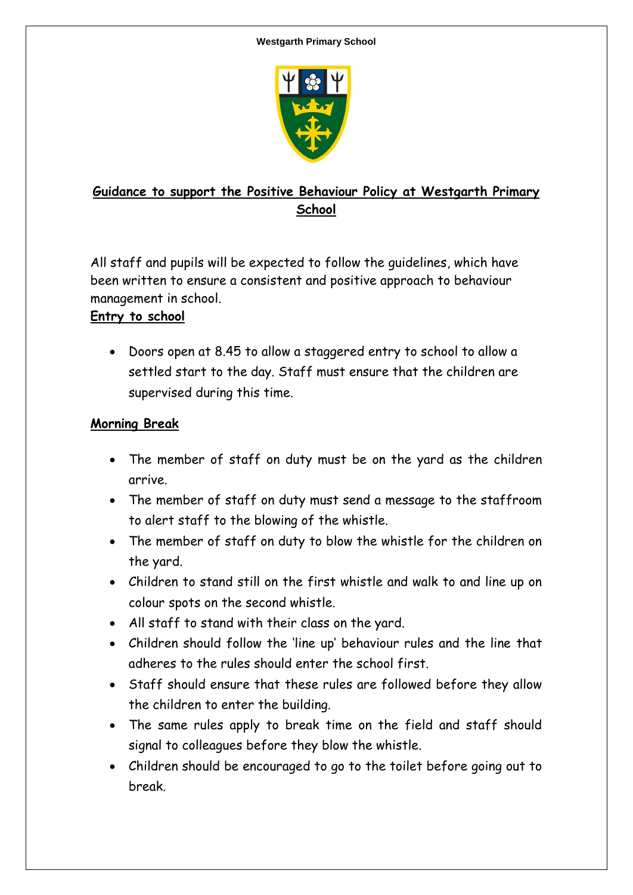# Guidance to support the Positive Behaviour Policy at Westgarth Primary School

All staff and pupils will be expected to follow the guidelines, which have been written to ensure a consistent and positive approach to behaviour management in school.

## Entry to school

- Doors open at 8.45 to allow a staggered entry to school to allow a settled start to the day. Staff must ensure that the children are supervised during this time.

## Morning Break

- The member of staff on duty must be on the yard as the children arrive.
- The member of staff on duty must send a message to the staffroom to alert staff to the blowing of the whistle.
- The member of staff on duty to blow the whistle for the children on the yard.
- Children to stand still on the first whistle and walk to and line up on colour spots on the second whistle.
- All staff to stand with their class on the yard.
- Children should follow the 'line up' behaviour rules and the line that adheres to the rules should enter the school first.
- Staff should ensure that these rules are followed before they allow the children to enter the building.
- The same rules apply to break time on the field and staff should signal to colleagues before they blow the whistle.
- Children should be encouraged to go to the toilet before going out to break.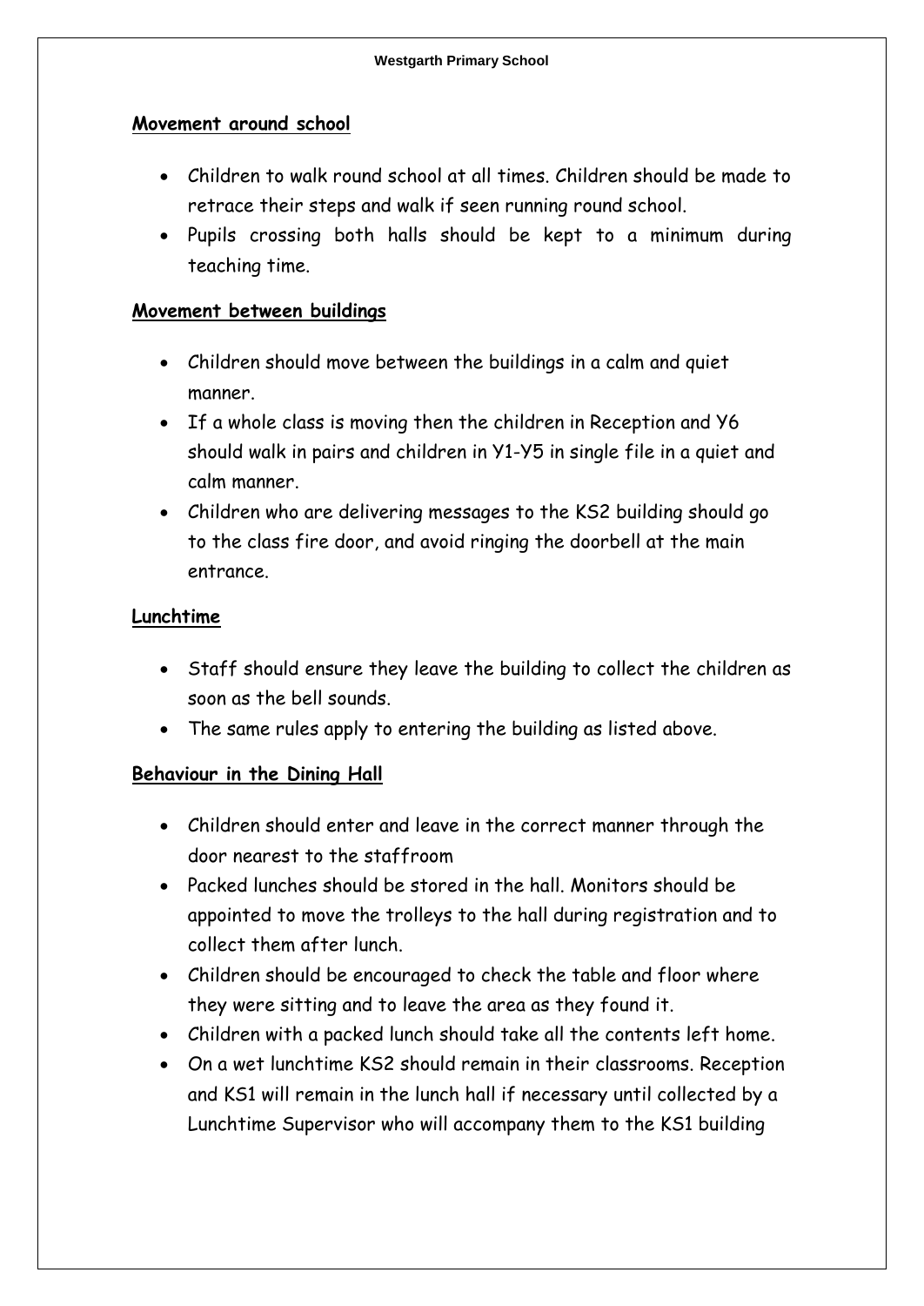## Movement around school

- Children to walk round school at all times. Children should be made to retrace their steps and walk if seen running round school.
- Pupils crossing both halls should be kept to a minimum during teaching time.

## Movement between buildings

- Children should move between the buildings in a calm and quiet manner.
- If a whole class is moving then the children in Reception and Y6 should walk in pairs and children in Y1-Y5 in single file in a quiet and calm manner.
- Children who are delivering messages to the KS2 building should go to the class fire door, and avoid ringing the doorbell at the main entrance.

## Lunchtime

- Staff should ensure they leave the building to collect the children as soon as the bell sounds.
- The same rules apply to entering the building as listed above.

## Behaviour in the Dining Hall

- Children should enter and leave in the correct manner through the door nearest to the staffroom
- Packed lunches should be stored in the hall. Monitors should be appointed to move the trolleys to the hall during registration and to collect them after lunch.
- Children should be encouraged to check the table and floor where they were sitting and to leave the area as they found it.
- Children with a packed lunch should take all the contents left home.
- On a wet lunchtime KS2 should remain in their classrooms. Reception and KS1 will remain in the lunch hall if necessary until collected by a Lunchtime Supervisor who will accompany them to the KS1 building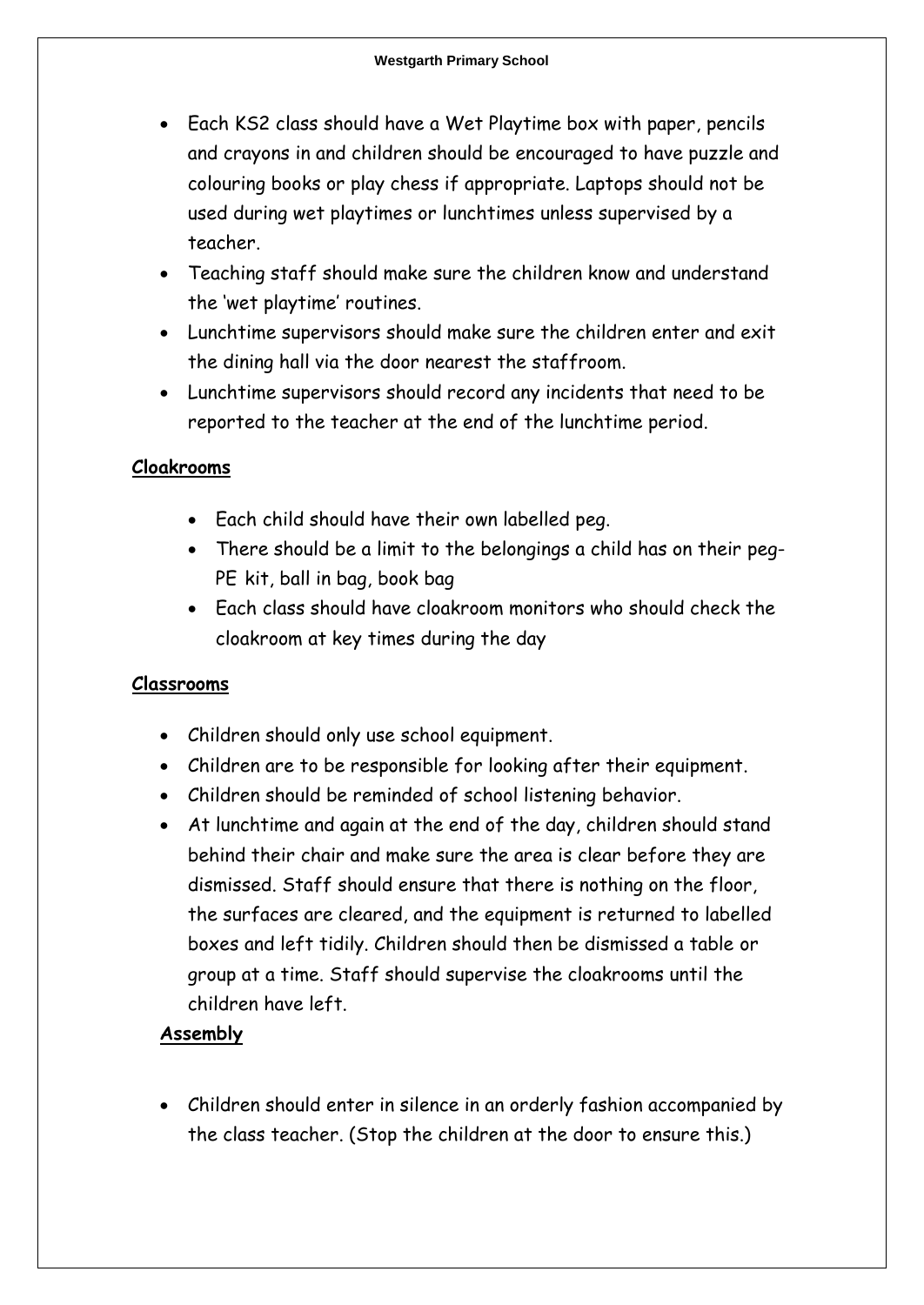- Each KS2 class should have a Wet Playtime box with paper, pencils and crayons in and children should be encouraged to have puzzle and colouring books or play chess if appropriate. Laptops should not be used during wet playtimes or lunchtimes unless supervised by a teacher.
- Teaching staff should make sure the children know and understand the 'wet playtime' routines.
- Lunchtime supervisors should make sure the children enter and exit the dining hall via the door nearest the staffroom.
- Lunchtime supervisors should record any incidents that need to be reported to the teacher at the end of the lunchtime period.

**Cloakrooms**

- Each child should have their own labelled peg.
- There should be a limit to the belongings a child has on their peg- PE kit, ball in bag, book bag
- Each class should have cloakroom monitors who should check the cloakroom at key times during the day

**Classrooms**

- Children should only use school equipment.
- Children are to be responsible for looking after their equipment.
- Children should be reminded of school listening behavior.
- At lunchtime and again at the end of the day, children should stand behind their chair and make sure the area is clear before they are dismissed. Staff should ensure that there is nothing on the floor, the surfaces are cleared, and the equipment is returned to labelled boxes and left tidily. Children should then be dismissed a table or group at a time. Staff should supervise the cloakrooms until the children have left.

**Assembly**

- Children should enter in silence in an orderly fashion accompanied by the class teacher. (Stop the children at the door to ensure this.)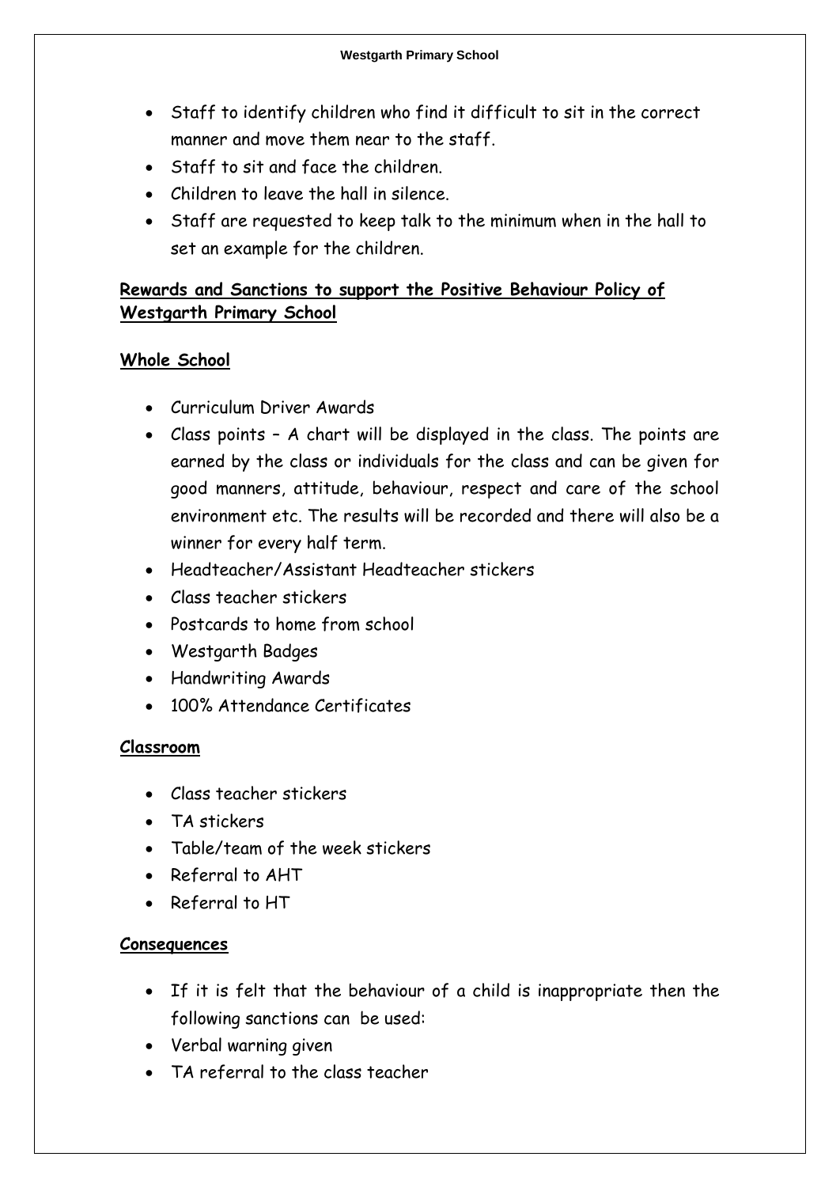- Staff to identify children who find it difficult to sit in the correct manner and move them near to the staff.
- Staff to sit and face the children.
- Children to leave the hall in silence.
- Staff are requested to keep talk to the minimum when in the hall to set an example for the children.

## Rewards and Sanctions to support the Positive Behaviour Policy of Westgarth Primary School

### Whole School

- Curriculum Driver Awards
- Class points – A chart will be displayed in the class. The points are earned by the class or individuals for the class and can be given for good manners, attitude, behaviour, respect and care of the school environment etc. The results will be recorded and there will also be a winner for every half term.
- Headteacher/Assistant Headteacher stickers
- Class teacher stickers
- Postcards to home from school
- Westgarth Badges
- Handwriting Awards
- 100% Attendance Certificates

### Classroom

- Class teacher stickers
- TA stickers
- Table/team of the week stickers
- Referral to AHT
- Referral to HT

### Consequences

- If it is felt that the behaviour of a child is inappropriate then the following sanctions can be used:
- Verbal warning given
- TA referral to the class teacher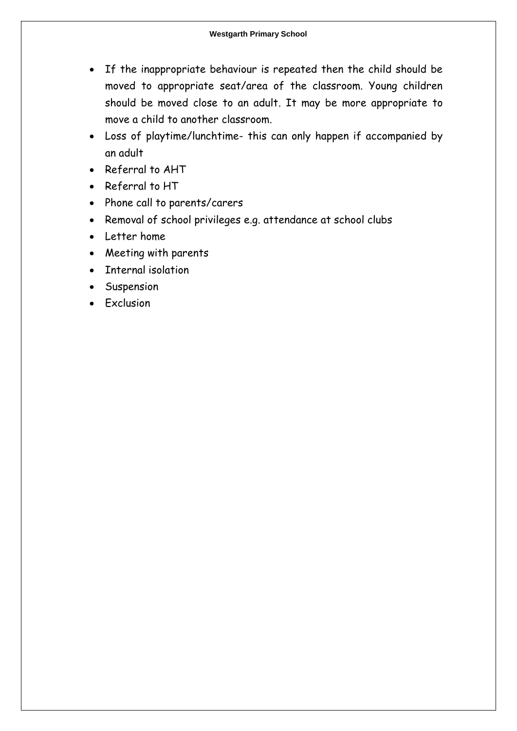- If the inappropriate behaviour is repeated then the child should be moved to appropriate seat/area of the classroom. Young children should be moved close to an adult. It may be more appropriate to move a child to another classroom.
- Loss of playtime/lunchtime- this can only happen if accompanied by an adult
- Referral to AHT
- Referral to HT
- Phone call to parents/carers
- Removal of school privileges e.g. attendance at school clubs
- Letter home
- Meeting with parents
- Internal isolation
- Suspension
- Exclusion